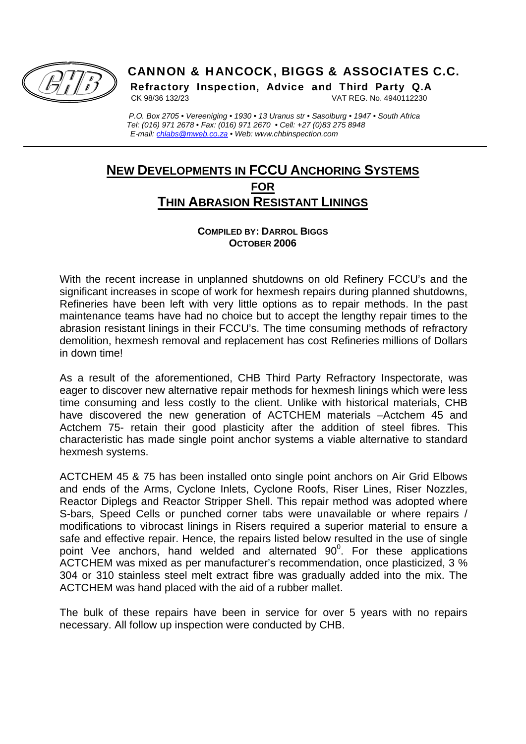**CANNON & HANCOCK, BIGGS & ASSOCIATES C.C.**

**Refractory Inspection, Advice and Third Party Q.A**

CK 98/36 132/23 VAT REG. No. 4940112230

*P.O. Box 2705 • Vereeniging • 1930 • 13 Uranus str • Sasolburg • 1947 • South Africa*
*Tel: (016) 971 2678 • Fax: (016) 971 2670 • Cell: +27 (0)83 275 8948*
*E-mail: chlabs@mweb.co.za • Web: www.chbinspection.com*

# NEW DEVELOPMENTS IN FCCU ANCHORING SYSTEMS FOR THIN ABRASION RESISTANT LININGS

**COMPILED BY: DARROL BIGGS**
**OCTOBER 2006**

With the recent increase in unplanned shutdowns on old Refinery FCCU's and the significant increases in scope of work for hexmesh repairs during planned shutdowns, Refineries have been left with very little options as to repair methods. In the past maintenance teams have had no choice but to accept the lengthy repair times to the abrasion resistant linings in their FCCU's. The time consuming methods of refractory demolition, hexmesh removal and replacement has cost Refineries millions of Dollars in down time!

As a result of the aforementioned, CHB Third Party Refractory Inspectorate, was eager to discover new alternative repair methods for hexmesh linings which were less time consuming and less costly to the client. Unlike with historical materials, CHB have discovered the new generation of ACTCHEM materials –Actchem 45 and Actchem 75- retain their good plasticity after the addition of steel fibres. This characteristic has made single point anchor systems a viable alternative to standard hexmesh systems.

ACTCHEM 45 & 75 has been installed onto single point anchors on Air Grid Elbows and ends of the Arms, Cyclone Inlets, Cyclone Roofs, Riser Lines, Riser Nozzles, Reactor Diplegs and Reactor Stripper Shell. This repair method was adopted where S-bars, Speed Cells or punched corner tabs were unavailable or where repairs / modifications to vibrocast linings in Risers required a superior material to ensure a safe and effective repair. Hence, the repairs listed below resulted in the use of single point Vee anchors, hand welded and alternated $90^0$. For these applications ACTCHEM was mixed as per manufacturer's recommendation, once plasticized, 3 % 304 or 310 stainless steel melt extract fibre was gradually added into the mix. The ACTCHEM was hand placed with the aid of a rubber mallet.

The bulk of these repairs have been in service for over 5 years with no repairs necessary. All follow up inspection were conducted by CHB.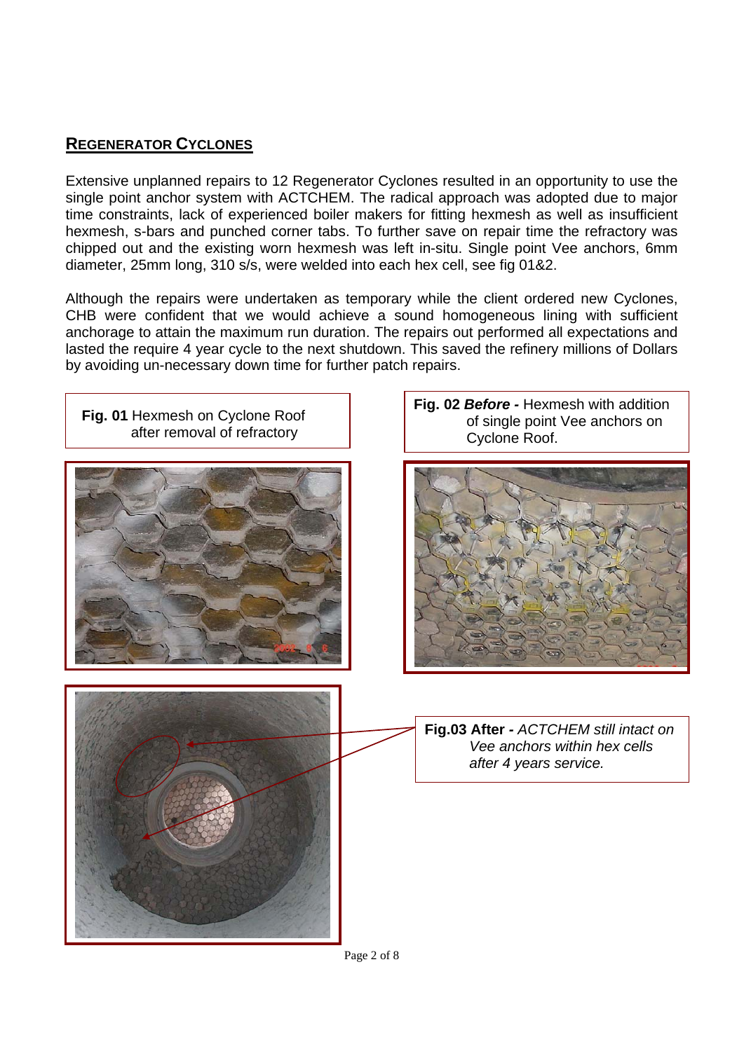## REGENERATOR CYCLONES

Extensive unplanned repairs to 12 Regenerator Cyclones resulted in an opportunity to use the single point anchor system with ACTCHEM. The radical approach was adopted due to major time constraints, lack of experienced boiler makers for fitting hexmesh as well as insufficient hexmesh, s-bars and punched corner tabs. To further save on repair time the refractory was chipped out and the existing worn hexmesh was left in-situ. Single point Vee anchors, 6mm diameter, 25mm long, 310 s/s, were welded into each hex cell, see fig 01&2.

Although the repairs were undertaken as temporary while the client ordered new Cyclones, CHB were confident that we would achieve a sound homogeneous lining with sufficient anchorage to attain the maximum run duration. The repairs out performed all expectations and lasted the require 4 year cycle to the next shutdown. This saved the refinery millions of Dollars by avoiding un-necessary down time for further patch repairs.

**Fig. 01** Hexmesh on Cyclone Roof after removal of refractory

**Fig. 02** ***Before -*** Hexmesh with addition of single point Vee anchors on Cyclone Roof.

**Fig.03 After -** *ACTCHEM still intact on Vee anchors within hex cells after 4 years service.*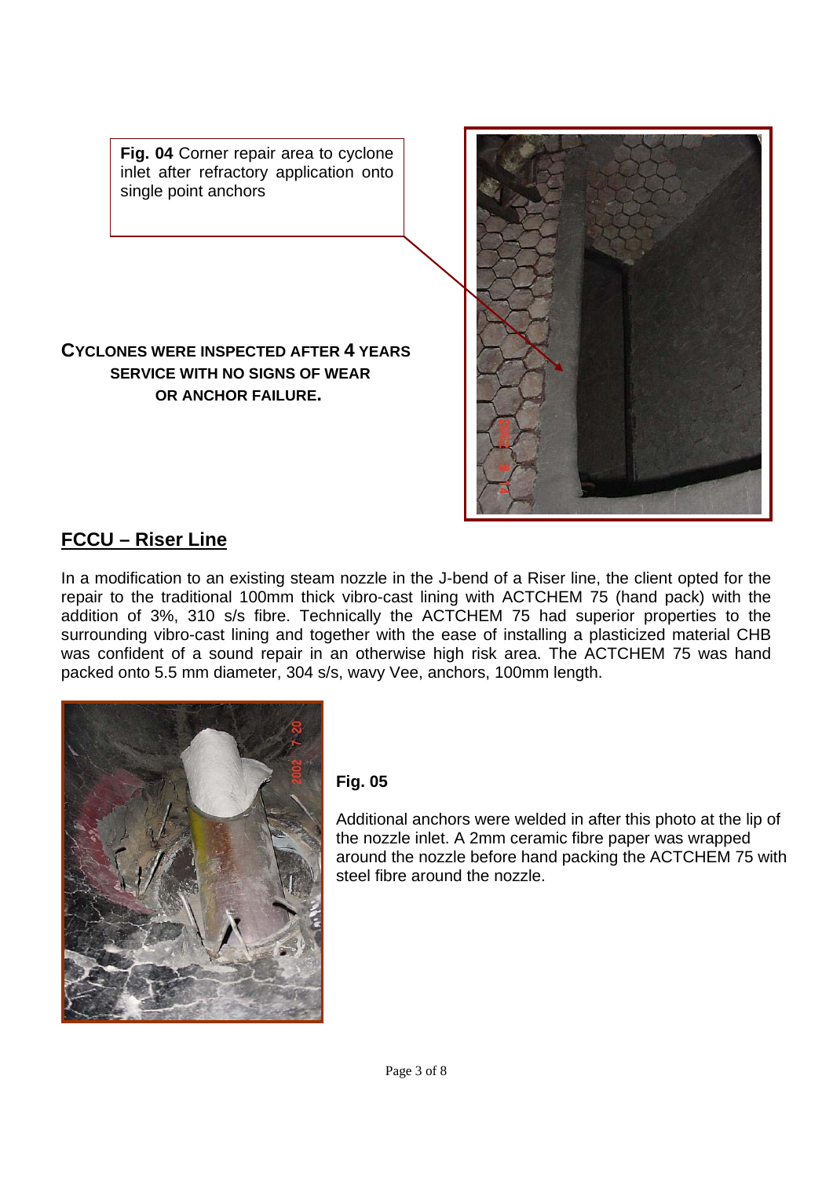**Fig. 04** Corner repair area to cyclone inlet after refractory application onto single point anchors

**CYCLONES WERE INSPECTED AFTER 4 YEARS SERVICE WITH NO SIGNS OF WEAR OR ANCHOR FAILURE.**

## FCCU – Riser Line

In a modification to an existing steam nozzle in the J-bend of a Riser line, the client opted for the repair to the traditional 100mm thick vibro-cast lining with ACTCHEM 75 (hand pack) with the addition of 3%, 310 s/s fibre. Technically the ACTCHEM 75 had superior properties to the surrounding vibro-cast lining and together with the ease of installing a plasticized material CHB was confident of a sound repair in an otherwise high risk area. The ACTCHEM 75 was hand packed onto 5.5 mm diameter, 304 s/s, wavy Vee, anchors, 100mm length.

**Fig. 05**

Additional anchors were welded in after this photo at the lip of the nozzle inlet. A 2mm ceramic fibre paper was wrapped around the nozzle before hand packing the ACTCHEM 75 with steel fibre around the nozzle.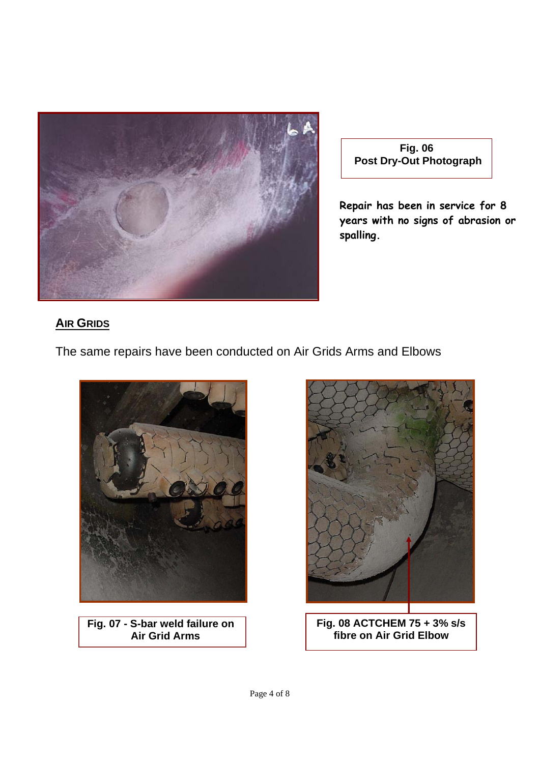**Fig. 06**
**Post Dry-Out Photograph**

**Repair has been in service for 8 years with no signs of abrasion or spalling.**

## AIR GRIDS

The same repairs have been conducted on Air Grids Arms and Elbows

**Fig. 07 - S-bar weld failure on Air Grid Arms**

**Fig. 08 ACTCHEM 75 + 3% s/s fibre on Air Grid Elbow**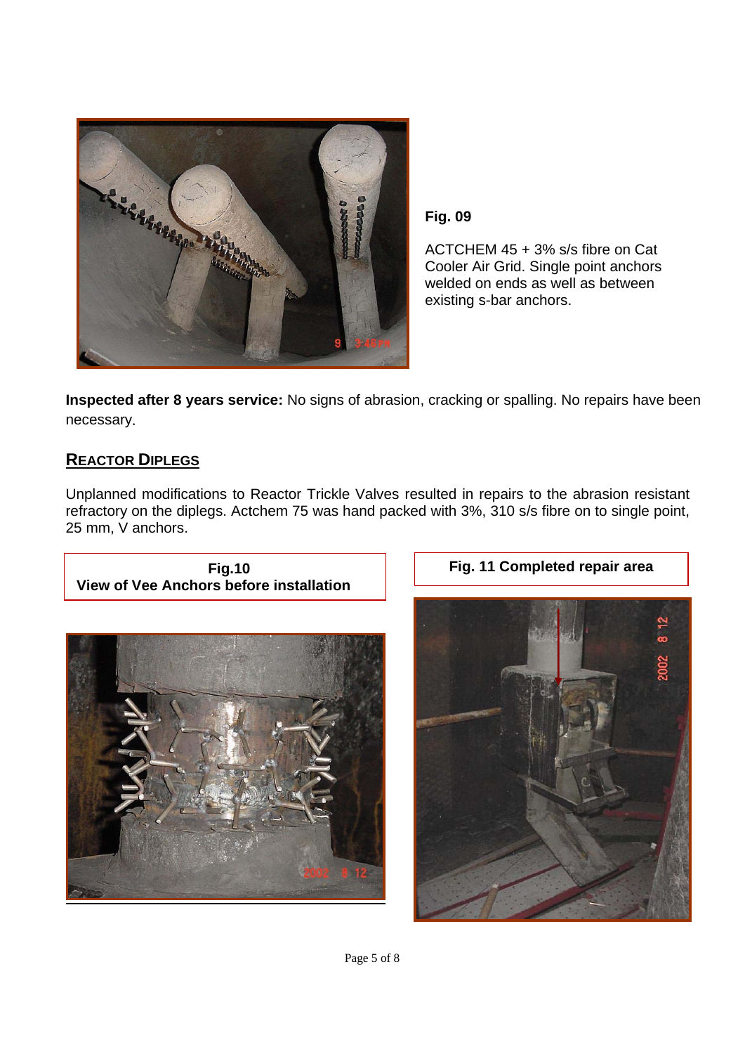**Fig. 09**

ACTCHEM 45 + 3% s/s fibre on Cat Cooler Air Grid. Single point anchors welded on ends as well as between existing s-bar anchors.

**Inspected after 8 years service:** No signs of abrasion, cracking or spalling. No repairs have been necessary.

## REACTOR DIPLEGS

Unplanned modifications to Reactor Trickle Valves resulted in repairs to the abrasion resistant refractory on the diplegs. Actchem 75 was hand packed with 3%, 310 s/s fibre on to single point, 25 mm, V anchors.

**Fig.10**
**View of Vee Anchors before installation**

**Fig. 11 Completed repair area**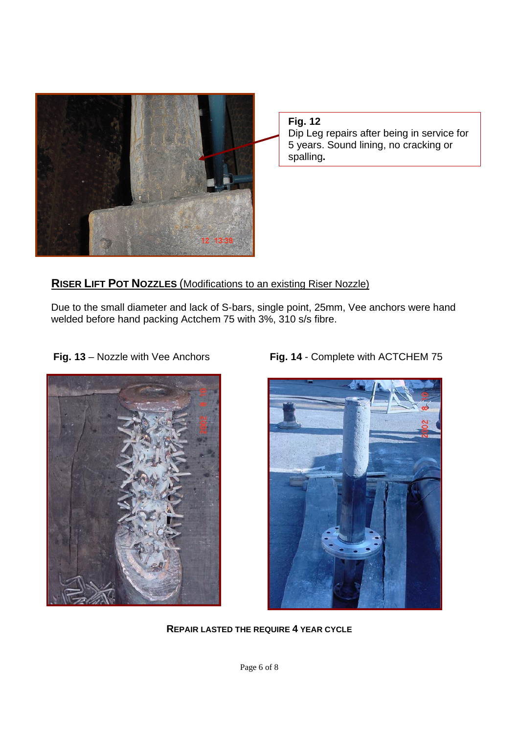**Fig. 12**
Dip Leg repairs after being in service for 5 years. Sound lining, no cracking or spalling**.**

## RISER LIFT POT NOZZLES (Modifications to an existing Riser Nozzle)

Due to the small diameter and lack of S-bars, single point, 25mm, Vee anchors were hand welded before hand packing Actchem 75 with 3%, 310 s/s fibre.

**Fig. 13** – Nozzle with Vee Anchors

**Fig. 14** - Complete with ACTCHEM 75

**REPAIR LASTED THE REQUIRE 4 YEAR CYCLE**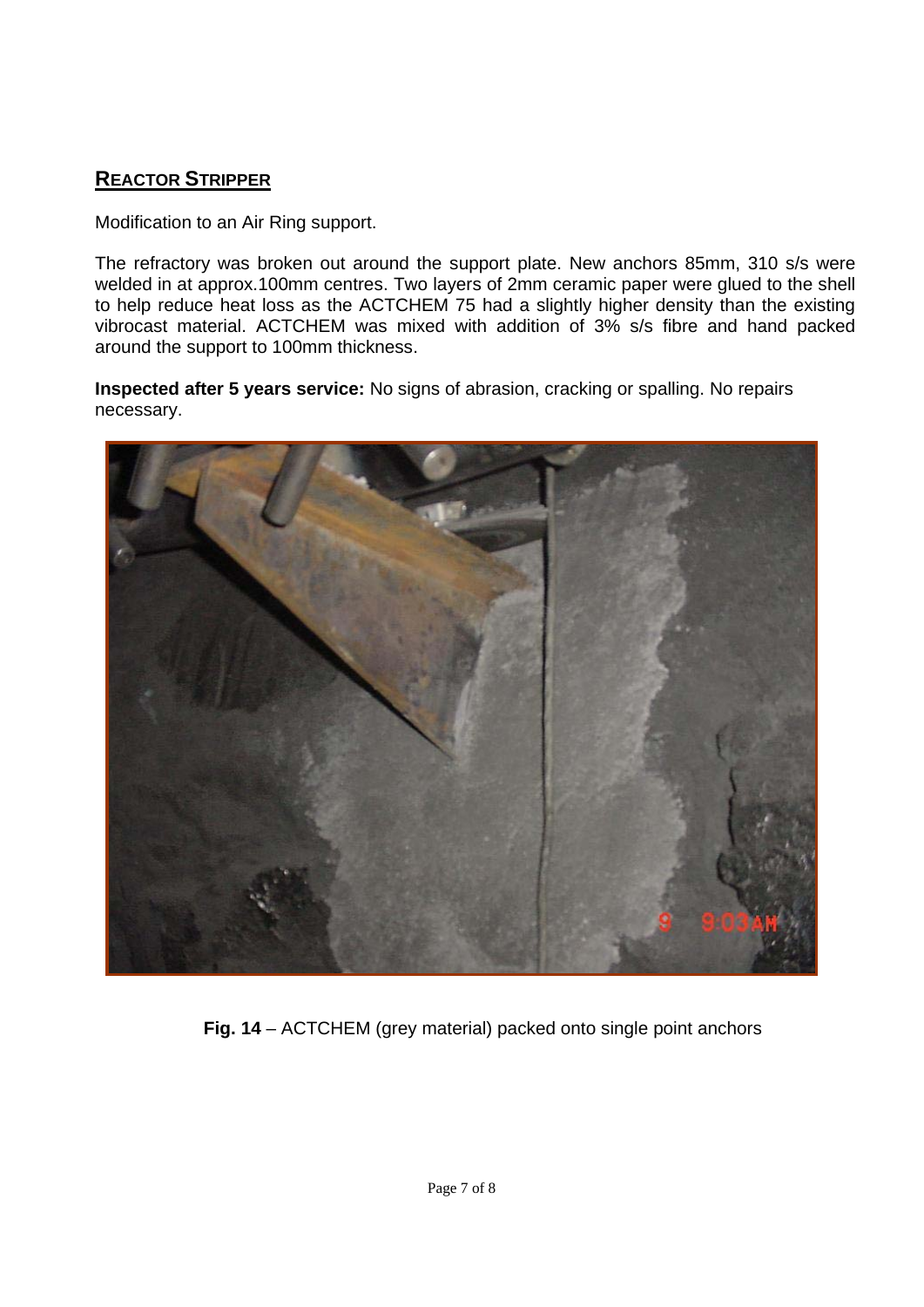## REACTOR STRIPPER

Modification to an Air Ring support.

The refractory was broken out around the support plate. New anchors 85mm, 310 s/s were welded in at approx.100mm centres. Two layers of 2mm ceramic paper were glued to the shell to help reduce heat loss as the ACTCHEM 75 had a slightly higher density than the existing vibrocast material. ACTCHEM was mixed with addition of 3% s/s fibre and hand packed around the support to 100mm thickness.

**Inspected after 5 years service:** No signs of abrasion, cracking or spalling. No repairs necessary.

**Fig. 14** – ACTCHEM (grey material) packed onto single point anchors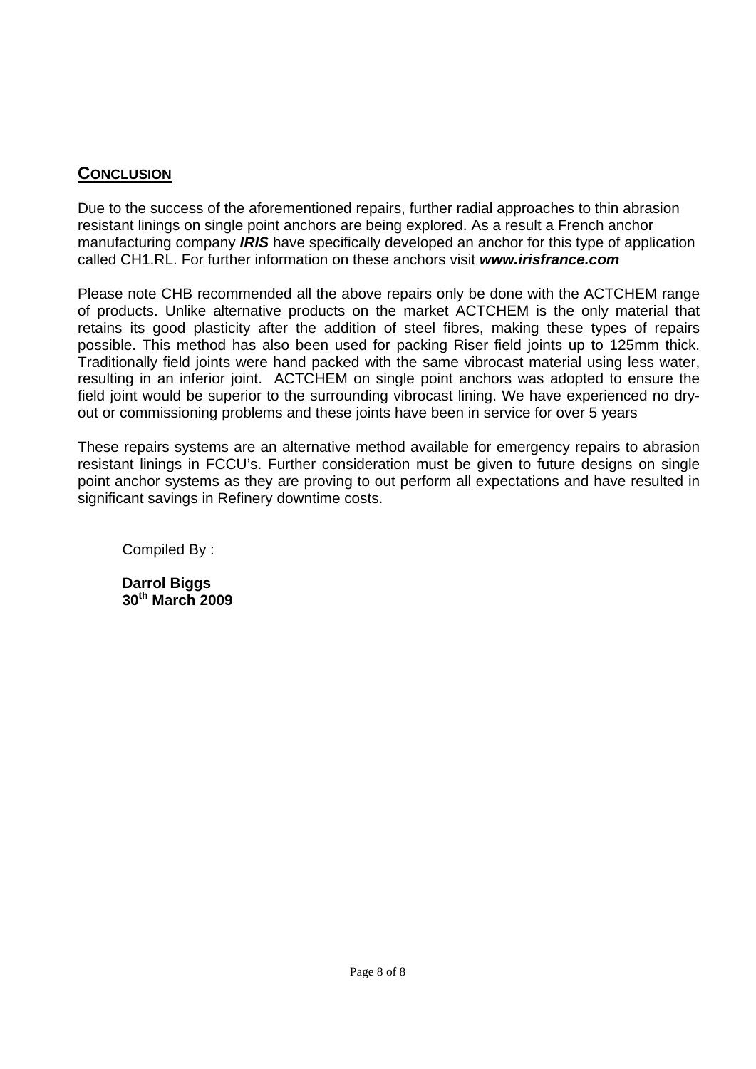## CONCLUSION

Due to the success of the aforementioned repairs, further radial approaches to thin abrasion resistant linings on single point anchors are being explored. As a result a French anchor manufacturing company ***IRIS*** have specifically developed an anchor for this type of application called CH1.RL. For further information on these anchors visit ***www.irisfrance.com***

Please note CHB recommended all the above repairs only be done with the ACTCHEM range of products. Unlike alternative products on the market ACTCHEM is the only material that retains its good plasticity after the addition of steel fibres, making these types of repairs possible. This method has also been used for packing Riser field joints up to 125mm thick. Traditionally field joints were hand packed with the same vibrocast material using less water, resulting in an inferior joint. ACTCHEM on single point anchors was adopted to ensure the field joint would be superior to the surrounding vibrocast lining. We have experienced no dry-out or commissioning problems and these joints have been in service for over 5 years

These repairs systems are an alternative method available for emergency repairs to abrasion resistant linings in FCCU's. Further consideration must be given to future designs on single point anchor systems as they are proving to out perform all expectations and have resulted in significant savings in Refinery downtime costs.

Compiled By :

**Darrol Biggs**
**30th March 2009**